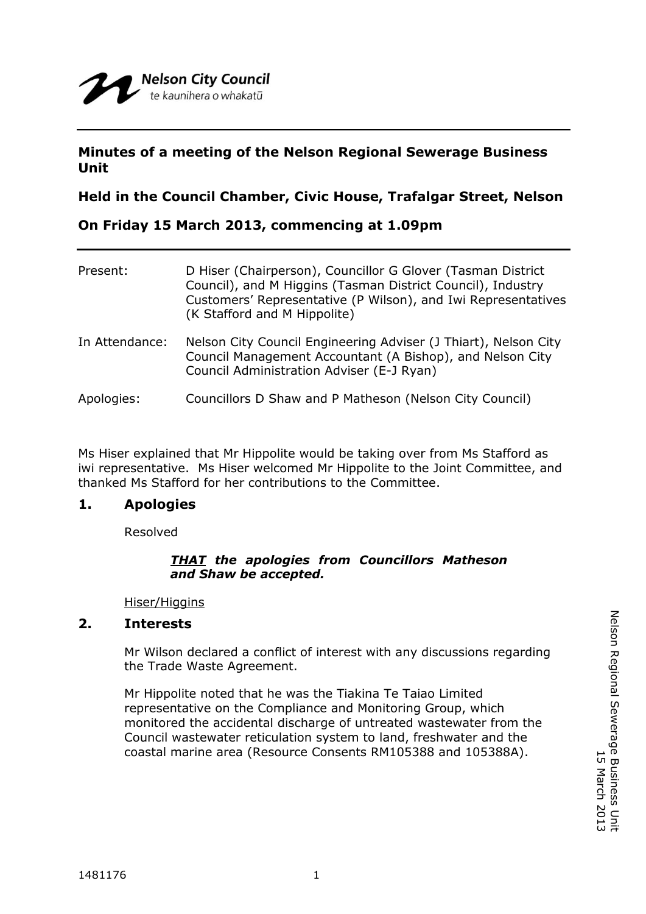Nelson City Council
te kaunihera o whakatū

---

**Minutes of a meeting of the Nelson Regional Sewerage Business Unit**

**Held in the Council Chamber, Civic House, Trafalgar Street, Nelson**

**On Friday 15 March 2013, commencing at 1.09pm**

---

| | |
|---|---|
| Present: | D Hiser (Chairperson), Councillor G Glover (Tasman District Council), and M Higgins (Tasman District Council), Industry Customers' Representative (P Wilson), and Iwi Representatives (K Stafford and M Hippolite) |
| In Attendance: | Nelson City Council Engineering Adviser (J Thiart), Nelson City Council Management Accountant (A Bishop), and Nelson City Council Administration Adviser (E-J Ryan) |
| Apologies: | Councillors D Shaw and P Matheson (Nelson City Council) |

Ms Hiser explained that Mr Hippolite would be taking over from Ms Stafford as iwi representative. Ms Hiser welcomed Mr Hippolite to the Joint Committee, and thanked Ms Stafford for her contributions to the Committee.

## 1. Apologies

Resolved

> ***THAT** the apologies from Councillors Matheson and Shaw be accepted.*

Hiser/Higgins

## 2. Interests

Mr Wilson declared a conflict of interest with any discussions regarding the Trade Waste Agreement.

Mr Hippolite noted that he was the Tiakina Te Taiao Limited representative on the Compliance and Monitoring Group, which monitored the accidental discharge of untreated wastewater from the Council wastewater reticulation system to land, freshwater and the coastal marine area (Resource Consents RM105388 and 105388A).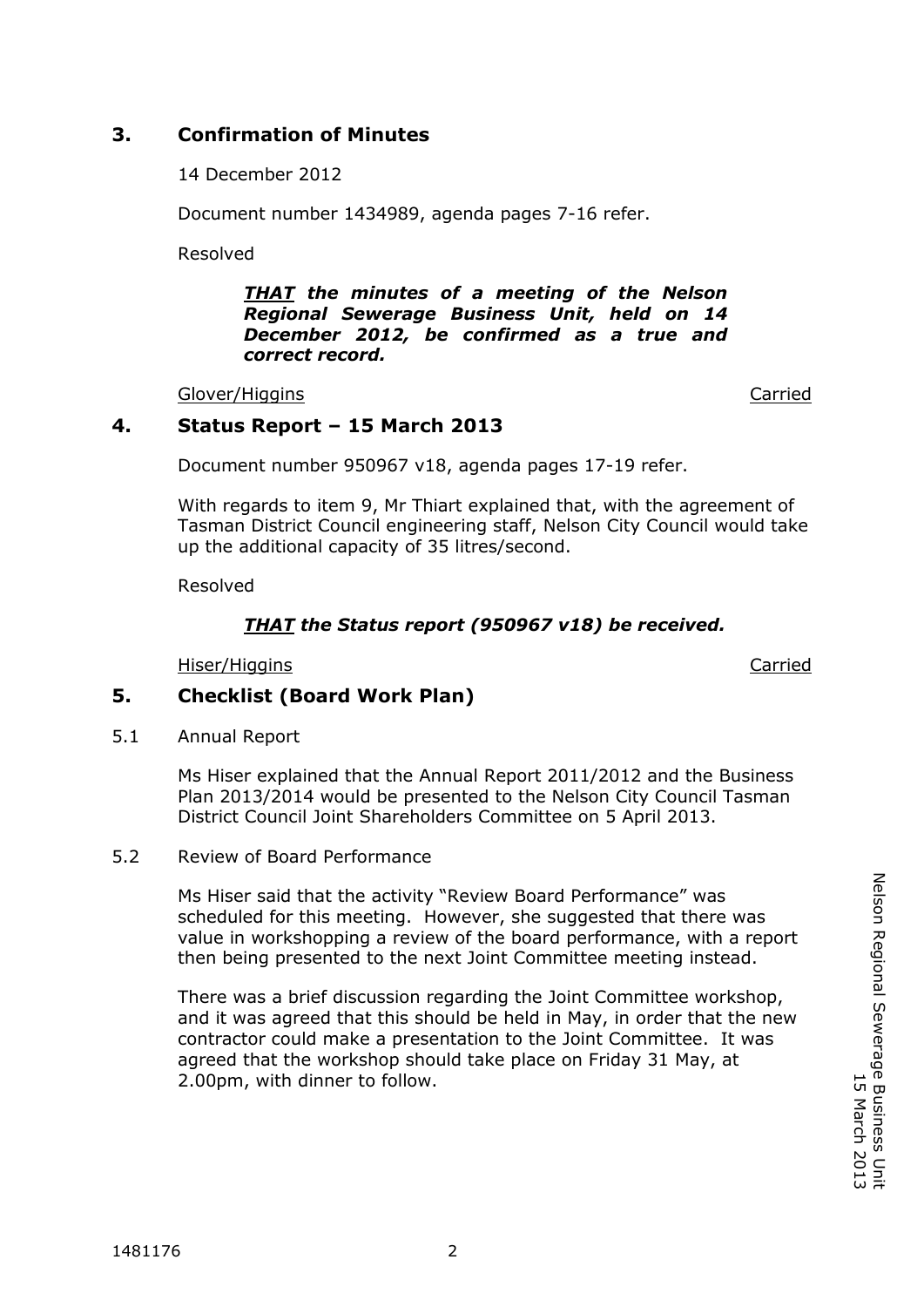## 3. Confirmation of Minutes

14 December 2012

Document number 1434989, agenda pages 7-16 refer.

Resolved

> ***THAT** the minutes of a meeting of the Nelson Regional Sewerage Business Unit, held on 14 December 2012, be confirmed as a true and correct record.*

Glover/Higgins — Carried

## 4. Status Report – 15 March 2013

Document number 950967 v18, agenda pages 17-19 refer.

With regards to item 9, Mr Thiart explained that, with the agreement of Tasman District Council engineering staff, Nelson City Council would take up the additional capacity of 35 litres/second.

Resolved

> ***THAT** the Status report (950967 v18) be received.*

Hiser/Higgins — Carried

## 5. Checklist (Board Work Plan)

5.1 Annual Report

Ms Hiser explained that the Annual Report 2011/2012 and the Business Plan 2013/2014 would be presented to the Nelson City Council Tasman District Council Joint Shareholders Committee on 5 April 2013.

5.2 Review of Board Performance

Ms Hiser said that the activity "Review Board Performance" was scheduled for this meeting. However, she suggested that there was value in workshopping a review of the board performance, with a report then being presented to the next Joint Committee meeting instead.

There was a brief discussion regarding the Joint Committee workshop, and it was agreed that this should be held in May, in order that the new contractor could make a presentation to the Joint Committee. It was agreed that the workshop should take place on Friday 31 May, at 2.00pm, with dinner to follow.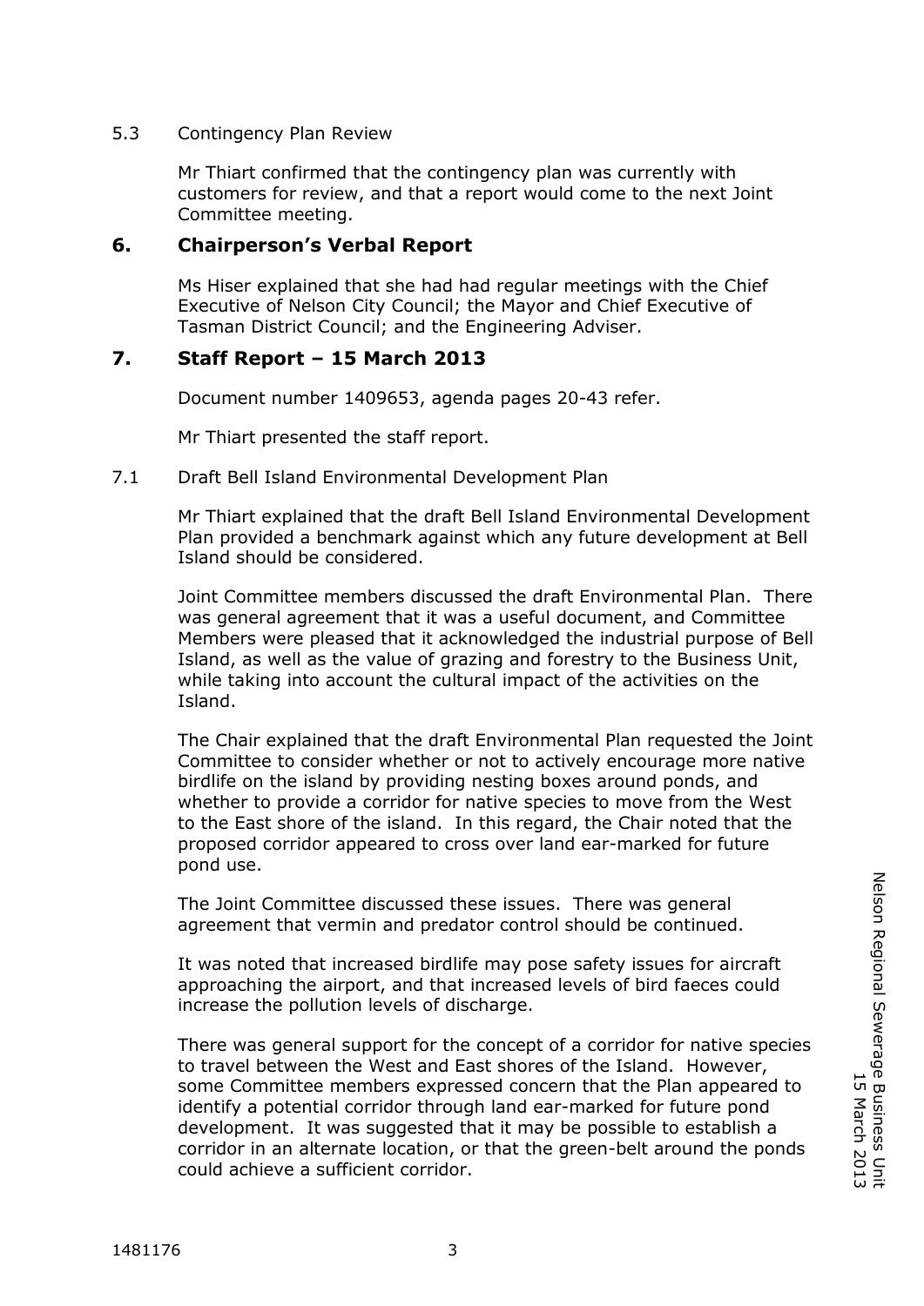5.3 Contingency Plan Review

Mr Thiart confirmed that the contingency plan was currently with customers for review, and that a report would come to the next Joint Committee meeting.

## 6. Chairperson's Verbal Report

Ms Hiser explained that she had had regular meetings with the Chief Executive of Nelson City Council; the Mayor and Chief Executive of Tasman District Council; and the Engineering Adviser.

## 7. Staff Report – 15 March 2013

Document number 1409653, agenda pages 20-43 refer.

Mr Thiart presented the staff report.

7.1 Draft Bell Island Environmental Development Plan

Mr Thiart explained that the draft Bell Island Environmental Development Plan provided a benchmark against which any future development at Bell Island should be considered.

Joint Committee members discussed the draft Environmental Plan. There was general agreement that it was a useful document, and Committee Members were pleased that it acknowledged the industrial purpose of Bell Island, as well as the value of grazing and forestry to the Business Unit, while taking into account the cultural impact of the activities on the Island.

The Chair explained that the draft Environmental Plan requested the Joint Committee to consider whether or not to actively encourage more native birdlife on the island by providing nesting boxes around ponds, and whether to provide a corridor for native species to move from the West to the East shore of the island. In this regard, the Chair noted that the proposed corridor appeared to cross over land ear-marked for future pond use.

The Joint Committee discussed these issues. There was general agreement that vermin and predator control should be continued.

It was noted that increased birdlife may pose safety issues for aircraft approaching the airport, and that increased levels of bird faeces could increase the pollution levels of discharge.

There was general support for the concept of a corridor for native species to travel between the West and East shores of the Island. However, some Committee members expressed concern that the Plan appeared to identify a potential corridor through land ear-marked for future pond development. It was suggested that it may be possible to establish a corridor in an alternate location, or that the green-belt around the ponds could achieve a sufficient corridor.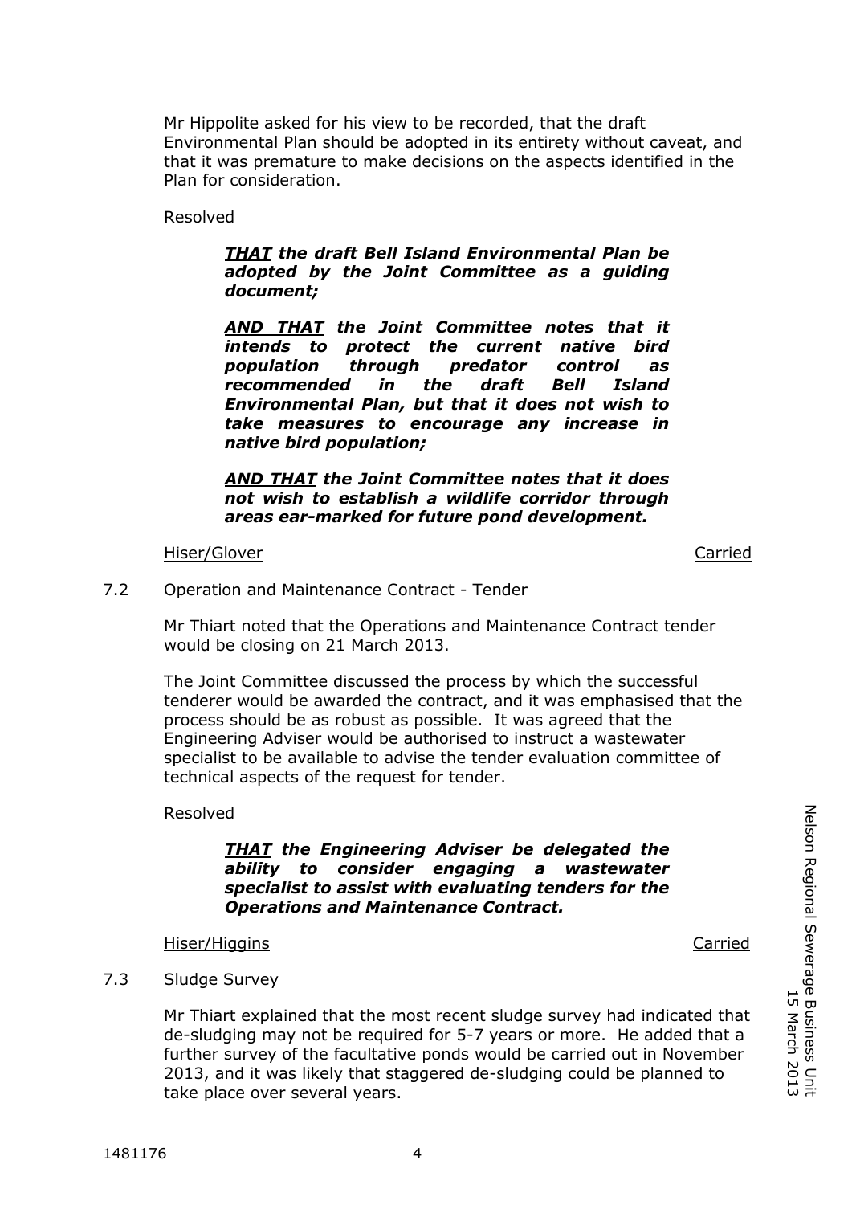Mr Hippolite asked for his view to be recorded, that the draft Environmental Plan should be adopted in its entirety without caveat, and that it was premature to make decisions on the aspects identified in the Plan for consideration.

Resolved

> ***THAT*** ***the draft Bell Island Environmental Plan be adopted by the Joint Committee as a guiding document;***
>
> ***AND THAT*** ***the Joint Committee notes that it intends to protect the current native bird population through predator control as recommended in the draft Bell Island Environmental Plan, but that it does not wish to take measures to encourage any increase in native bird population;***
>
> ***AND THAT*** ***the Joint Committee notes that it does not wish to establish a wildlife corridor through areas ear-marked for future pond development.***

Hiser/Glover — Carried

7.2 Operation and Maintenance Contract - Tender

Mr Thiart noted that the Operations and Maintenance Contract tender would be closing on 21 March 2013.

The Joint Committee discussed the process by which the successful tenderer would be awarded the contract, and it was emphasised that the process should be as robust as possible. It was agreed that the Engineering Adviser would be authorised to instruct a wastewater specialist to be available to advise the tender evaluation committee of technical aspects of the request for tender.

Resolved

> ***THAT*** ***the Engineering Adviser be delegated the ability to consider engaging a wastewater specialist to assist with evaluating tenders for the Operations and Maintenance Contract.***

Hiser/Higgins — Carried

7.3 Sludge Survey

Mr Thiart explained that the most recent sludge survey had indicated that de-sludging may not be required for 5-7 years or more. He added that a further survey of the facultative ponds would be carried out in November 2013, and it was likely that staggered de-sludging could be planned to take place over several years.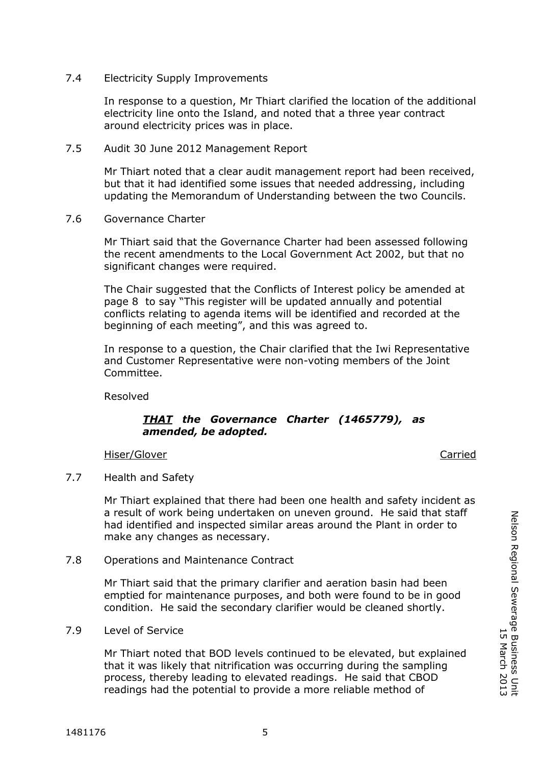7.4 Electricity Supply Improvements

In response to a question, Mr Thiart clarified the location of the additional electricity line onto the Island, and noted that a three year contract around electricity prices was in place.

7.5 Audit 30 June 2012 Management Report

Mr Thiart noted that a clear audit management report had been received, but that it had identified some issues that needed addressing, including updating the Memorandum of Understanding between the two Councils.

7.6 Governance Charter

Mr Thiart said that the Governance Charter had been assessed following the recent amendments to the Local Government Act 2002, but that no significant changes were required.

The Chair suggested that the Conflicts of Interest policy be amended at page 8 to say "This register will be updated annually and potential conflicts relating to agenda items will be identified and recorded at the beginning of each meeting", and this was agreed to.

In response to a question, the Chair clarified that the Iwi Representative and Customer Representative were non-voting members of the Joint Committee.

Resolved

> ***THAT** the Governance Charter (1465779), as amended, be adopted.*

Hiser/Glover — Carried

7.7 Health and Safety

Mr Thiart explained that there had been one health and safety incident as a result of work being undertaken on uneven ground. He said that staff had identified and inspected similar areas around the Plant in order to make any changes as necessary.

7.8 Operations and Maintenance Contract

Mr Thiart said that the primary clarifier and aeration basin had been emptied for maintenance purposes, and both were found to be in good condition. He said the secondary clarifier would be cleaned shortly.

7.9 Level of Service

Mr Thiart noted that BOD levels continued to be elevated, but explained that it was likely that nitrification was occurring during the sampling process, thereby leading to elevated readings. He said that CBOD readings had the potential to provide a more reliable method of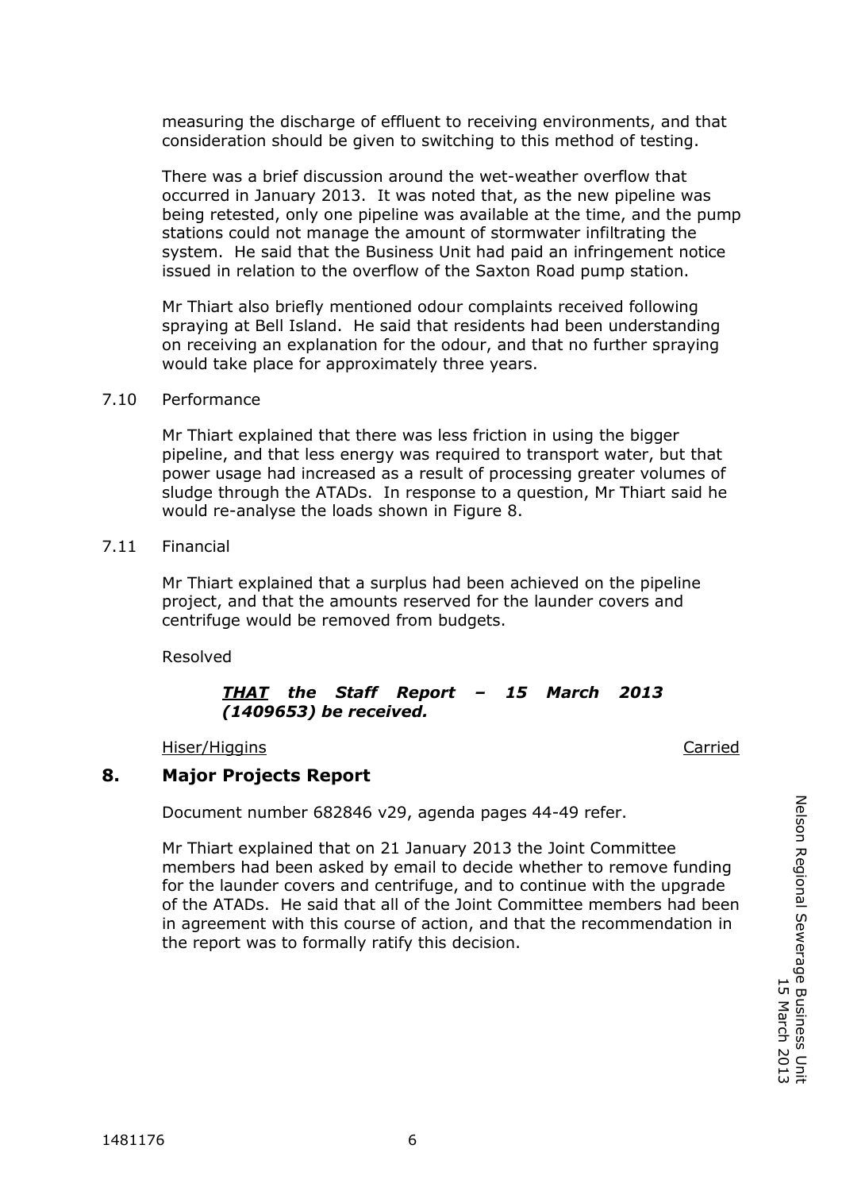measuring the discharge of effluent to receiving environments, and that consideration should be given to switching to this method of testing.

There was a brief discussion around the wet-weather overflow that occurred in January 2013. It was noted that, as the new pipeline was being retested, only one pipeline was available at the time, and the pump stations could not manage the amount of stormwater infiltrating the system. He said that the Business Unit had paid an infringement notice issued in relation to the overflow of the Saxton Road pump station.

Mr Thiart also briefly mentioned odour complaints received following spraying at Bell Island. He said that residents had been understanding on receiving an explanation for the odour, and that no further spraying would take place for approximately three years.

7.10 Performance

Mr Thiart explained that there was less friction in using the bigger pipeline, and that less energy was required to transport water, but that power usage had increased as a result of processing greater volumes of sludge through the ATADs. In response to a question, Mr Thiart said he would re-analyse the loads shown in Figure 8.

7.11 Financial

Mr Thiart explained that a surplus had been achieved on the pipeline project, and that the amounts reserved for the launder covers and centrifuge would be removed from budgets.

Resolved

***THAT the Staff Report – 15 March 2013 (1409653) be received.***

Hiser/Higgins Carried

## 8. Major Projects Report

Document number 682846 v29, agenda pages 44-49 refer.

Mr Thiart explained that on 21 January 2013 the Joint Committee members had been asked by email to decide whether to remove funding for the launder covers and centrifuge, and to continue with the upgrade of the ATADs. He said that all of the Joint Committee members had been in agreement with this course of action, and that the recommendation in the report was to formally ratify this decision.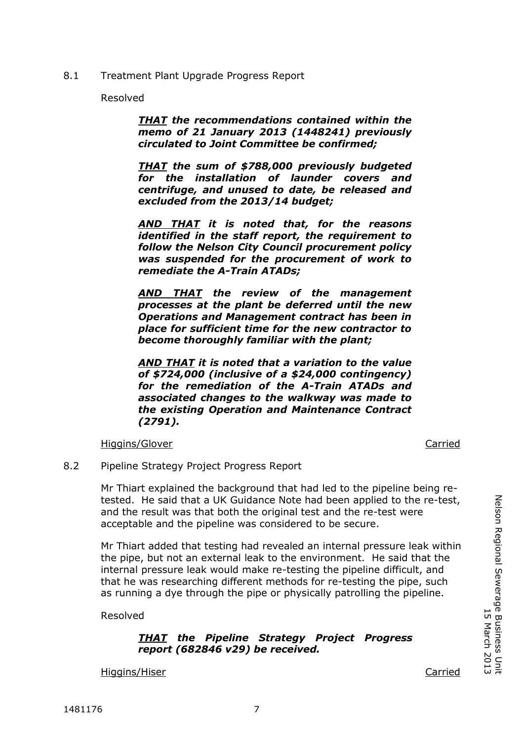8.1 Treatment Plant Upgrade Progress Report

Resolved

> ***<u>THAT</u> the recommendations contained within the memo of 21 January 2013 (1448241) previously circulated to Joint Committee be confirmed;***
>
> ***<u>THAT</u> the sum of $788,000 previously budgeted for the installation of launder covers and centrifuge, and unused to date, be released and excluded from the 2013/14 budget;***
>
> ***<u>AND THAT</u> it is noted that, for the reasons identified in the staff report, the requirement to follow the Nelson City Council procurement policy was suspended for the procurement of work to remediate the A-Train ATADs;***
>
> ***<u>AND THAT</u> the review of the management processes at the plant be deferred until the new Operations and Management contract has been in place for sufficient time for the new contractor to become thoroughly familiar with the plant;***
>
> ***<u>AND THAT</u> it is noted that a variation to the value of $724,000 (inclusive of a $24,000 contingency) for the remediation of the A-Train ATADs and associated changes to the walkway was made to the existing Operation and Maintenance Contract (2791).***

<u>Higgins/Glover</u> <u>Carried</u>

8.2 Pipeline Strategy Project Progress Report

Mr Thiart explained the background that had led to the pipeline being re-tested. He said that a UK Guidance Note had been applied to the re-test, and the result was that both the original test and the re-test were acceptable and the pipeline was considered to be secure.

Mr Thiart added that testing had revealed an internal pressure leak within the pipe, but not an external leak to the environment. He said that the internal pressure leak would make re-testing the pipeline difficult, and that he was researching different methods for re-testing the pipe, such as running a dye through the pipe or physically patrolling the pipeline.

Resolved

> ***<u>THAT</u> the Pipeline Strategy Project Progress report (682846 v29) be received.***

<u>Higgins/Hiser</u> <u>Carried</u>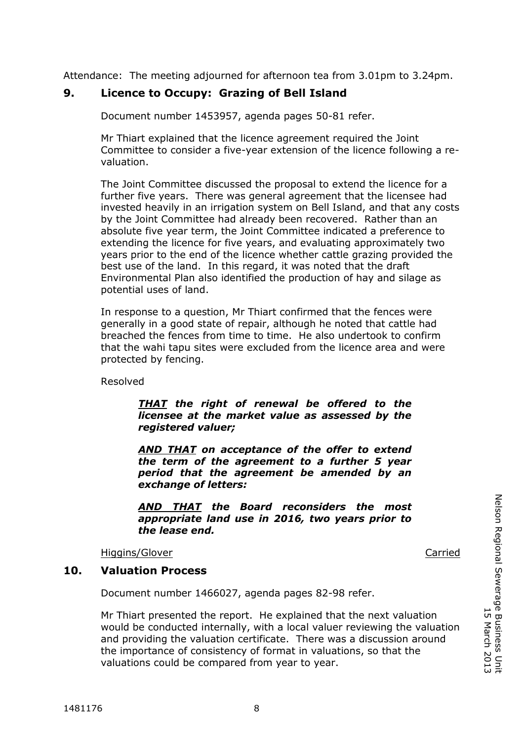Attendance: The meeting adjourned for afternoon tea from 3.01pm to 3.24pm.

## 9. Licence to Occupy: Grazing of Bell Island

Document number 1453957, agenda pages 50-81 refer.

Mr Thiart explained that the licence agreement required the Joint Committee to consider a five-year extension of the licence following a re-valuation.

The Joint Committee discussed the proposal to extend the licence for a further five years. There was general agreement that the licensee had invested heavily in an irrigation system on Bell Island, and that any costs by the Joint Committee had already been recovered. Rather than an absolute five year term, the Joint Committee indicated a preference to extending the licence for five years, and evaluating approximately two years prior to the end of the licence whether cattle grazing provided the best use of the land. In this regard, it was noted that the draft Environmental Plan also identified the production of hay and silage as potential uses of land.

In response to a question, Mr Thiart confirmed that the fences were generally in a good state of repair, although he noted that cattle had breached the fences from time to time. He also undertook to confirm that the wahi tapu sites were excluded from the licence area and were protected by fencing.

Resolved

> ***THAT** the right of renewal be offered to the licensee at the market value as assessed by the registered valuer;*
>
> ***AND THAT** on acceptance of the offer to extend the term of the agreement to a further 5 year period that the agreement be amended by an exchange of letters:*
>
> ***AND THAT** the Board reconsiders the most appropriate land use in 2016, two years prior to the lease end.*

Higgins/Glover — Carried

## 10. Valuation Process

Document number 1466027, agenda pages 82-98 refer.

Mr Thiart presented the report. He explained that the next valuation would be conducted internally, with a local valuer reviewing the valuation and providing the valuation certificate. There was a discussion around the importance of consistency of format in valuations, so that the valuations could be compared from year to year.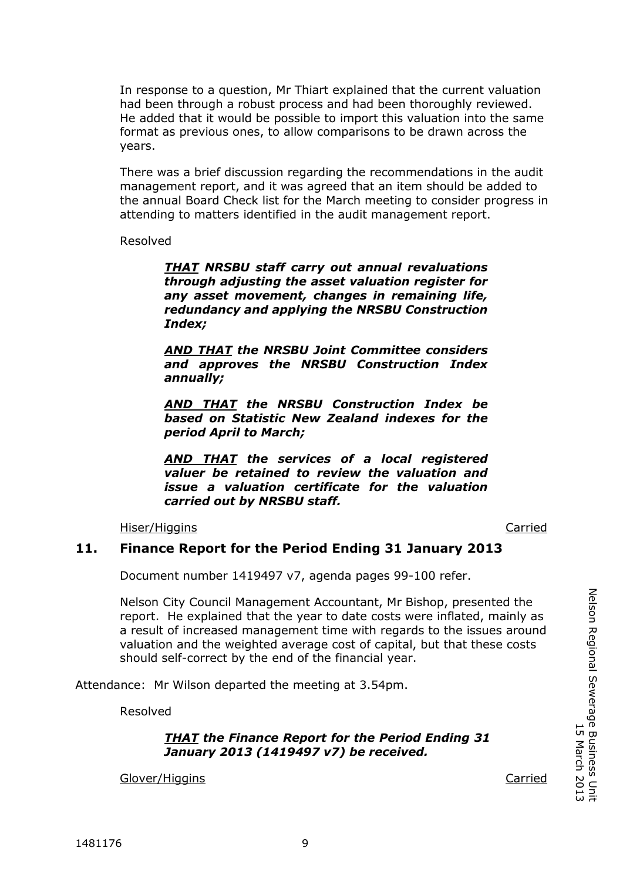In response to a question, Mr Thiart explained that the current valuation had been through a robust process and had been thoroughly reviewed. He added that it would be possible to import this valuation into the same format as previous ones, to allow comparisons to be drawn across the years.

There was a brief discussion regarding the recommendations in the audit management report, and it was agreed that an item should be added to the annual Board Check list for the March meeting to consider progress in attending to matters identified in the audit management report.

Resolved

> ***THAT NRSBU staff carry out annual revaluations through adjusting the asset valuation register for any asset movement, changes in remaining life, redundancy and applying the NRSBU Construction Index;***
>
> ***AND THAT the NRSBU Joint Committee considers and approves the NRSBU Construction Index annually;***
>
> ***AND THAT the NRSBU Construction Index be based on Statistic New Zealand indexes for the period April to March;***
>
> ***AND THAT the services of a local registered valuer be retained to review the valuation and issue a valuation certificate for the valuation carried out by NRSBU staff.***

Hiser/Higgins — Carried

## 11. Finance Report for the Period Ending 31 January 2013

Document number 1419497 v7, agenda pages 99-100 refer.

Nelson City Council Management Accountant, Mr Bishop, presented the report. He explained that the year to date costs were inflated, mainly as a result of increased management time with regards to the issues around valuation and the weighted average cost of capital, but that these costs should self-correct by the end of the financial year.

Attendance: Mr Wilson departed the meeting at 3.54pm.

Resolved

> ***THAT the Finance Report for the Period Ending 31 January 2013 (1419497 v7) be received.***

Glover/Higgins — Carried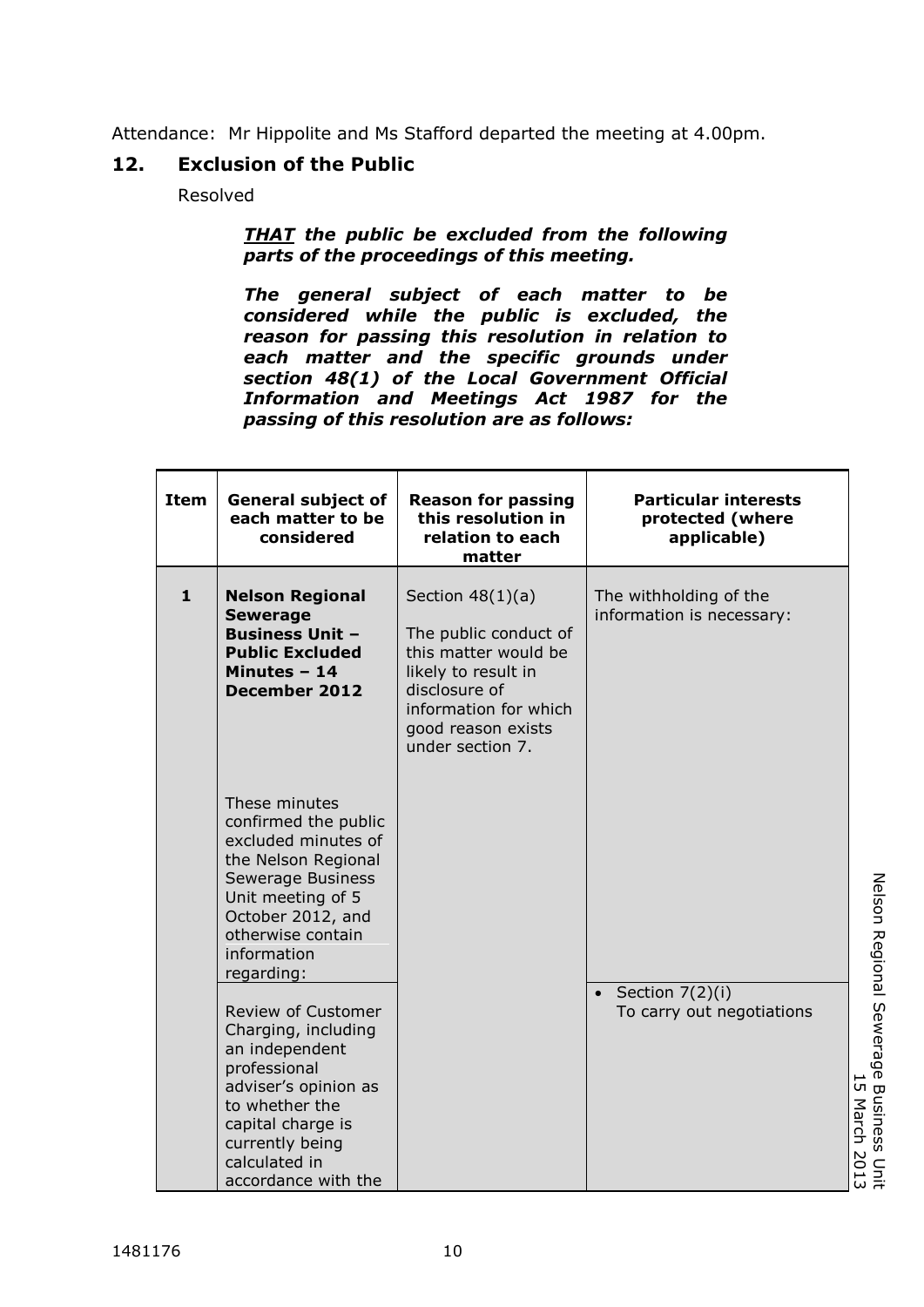Attendance: Mr Hippolite and Ms Stafford departed the meeting at 4.00pm.

## 12. Exclusion of the Public

Resolved

***THAT** the public be excluded from the following parts of the proceedings of this meeting.*

***The general subject of each matter to be considered while the public is excluded, the reason for passing this resolution in relation to each matter and the specific grounds under section 48(1) of the Local Government Official Information and Meetings Act 1987 for the passing of this resolution are as follows:***

| Item | General subject of each matter to be considered | Reason for passing this resolution in relation to each matter | Particular interests protected (where applicable) |
|---|---|---|---|
| 1 | **Nelson Regional Sewerage Business Unit – Public Excluded Minutes – 14 December 2012**<br><br>These minutes confirmed the public excluded minutes of the Nelson Regional Sewerage Business Unit meeting of 5 October 2012, and otherwise contain information regarding: | Section 48(1)(a)<br><br>The public conduct of this matter would be likely to result in disclosure of information for which good reason exists under section 7. | The withholding of the information is necessary: |
| | Review of Customer Charging, including an independent professional adviser's opinion as to whether the capital charge is currently being calculated in accordance with the | | • Section 7(2)(i) To carry out negotiations |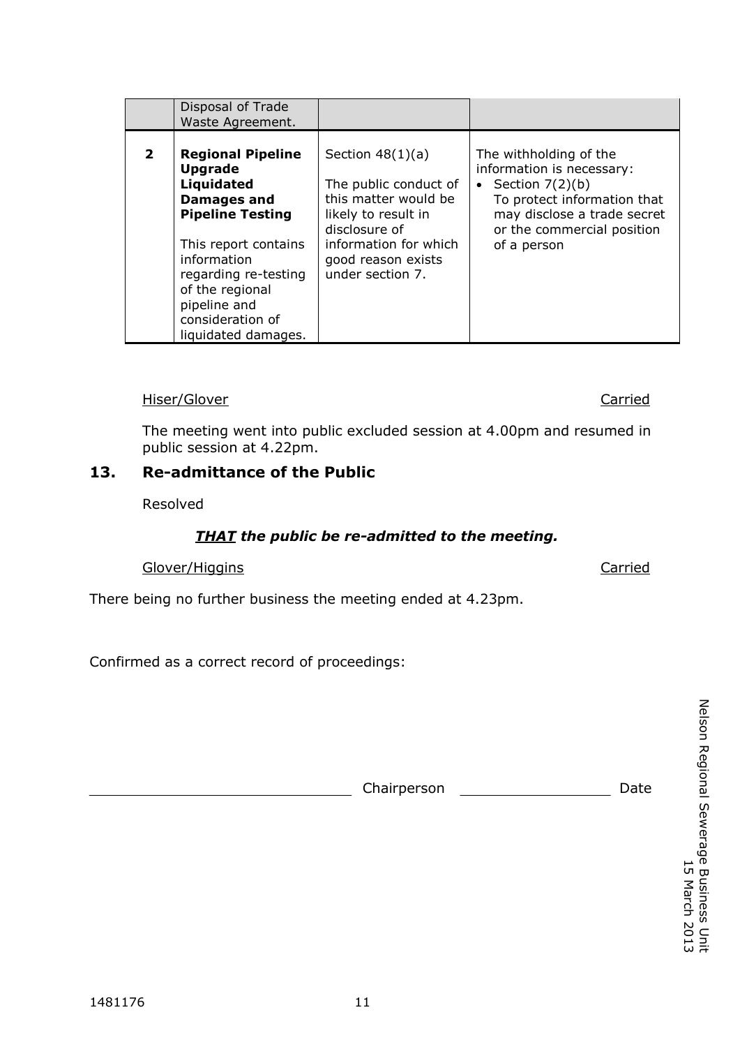| | | | |
|---|---|---|---|
| | Disposal of Trade Waste Agreement. | | |
| **2** | **Regional Pipeline Upgrade Liquidated Damages and Pipeline Testing**<br><br>This report contains information regarding re-testing of the regional pipeline and consideration of liquidated damages. | Section 48(1)(a)<br><br>The public conduct of this matter would be likely to result in disclosure of information for which good reason exists under section 7. | The withholding of the information is necessary:<br>• Section 7(2)(b) To protect information that may disclose a trade secret or the commercial position of a person |

Hiser/Glover Carried

The meeting went into public excluded session at 4.00pm and resumed in public session at 4.22pm.

## 13. Re-admittance of the Public

Resolved

***THAT** the public be re-admitted to the meeting.*

Glover/Higgins Carried

There being no further business the meeting ended at 4.23pm.

Confirmed as a correct record of proceedings:

\_\_\_\_\_\_\_\_\_\_\_\_\_\_\_\_\_\_\_\_\_\_\_\_\_\_\_\_\_\_ Chairperson \_\_\_\_\_\_\_\_\_\_\_\_\_\_\_\_\_ Date